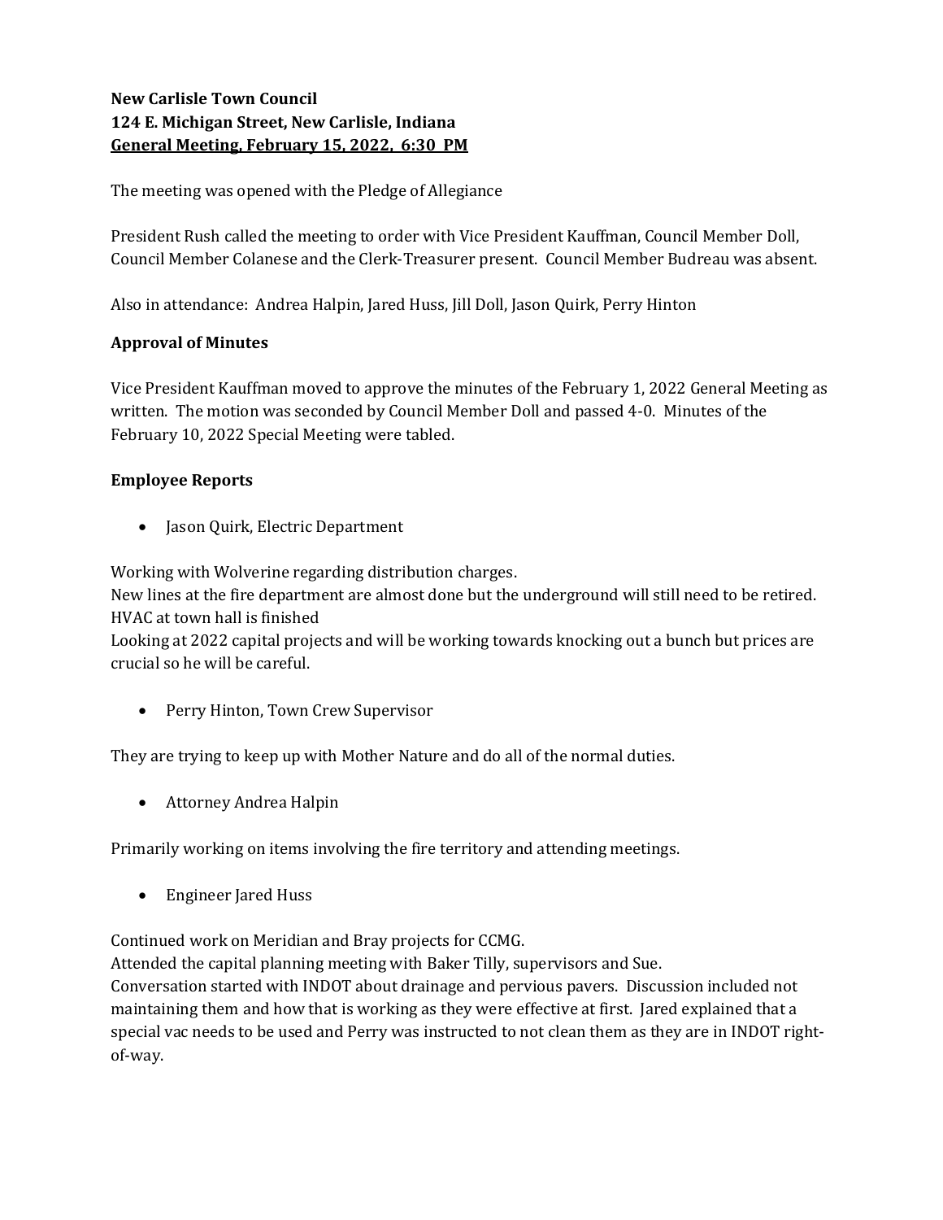**New Carlisle Town Council**
**124 E. Michigan Street, New Carlisle, Indiana**
**General Meeting, February 15, 2022, 6:30 PM**

The meeting was opened with the Pledge of Allegiance

President Rush called the meeting to order with Vice President Kauffman, Council Member Doll, Council Member Colanese and the Clerk-Treasurer present. Council Member Budreau was absent.

Also in attendance: Andrea Halpin, Jared Huss, Jill Doll, Jason Quirk, Perry Hinton

**Approval of Minutes**

Vice President Kauffman moved to approve the minutes of the February 1, 2022 General Meeting as written. The motion was seconded by Council Member Doll and passed 4-0. Minutes of the February 10, 2022 Special Meeting were tabled.

**Employee Reports**

- Jason Quirk, Electric Department

Working with Wolverine regarding distribution charges.
New lines at the fire department are almost done but the underground will still need to be retired.
HVAC at town hall is finished
Looking at 2022 capital projects and will be working towards knocking out a bunch but prices are crucial so he will be careful.

- Perry Hinton, Town Crew Supervisor

They are trying to keep up with Mother Nature and do all of the normal duties.

- Attorney Andrea Halpin

Primarily working on items involving the fire territory and attending meetings.

- Engineer Jared Huss

Continued work on Meridian and Bray projects for CCMG.
Attended the capital planning meeting with Baker Tilly, supervisors and Sue.
Conversation started with INDOT about drainage and pervious pavers. Discussion included not maintaining them and how that is working as they were effective at first. Jared explained that a special vac needs to be used and Perry was instructed to not clean them as they are in INDOT right-of-way.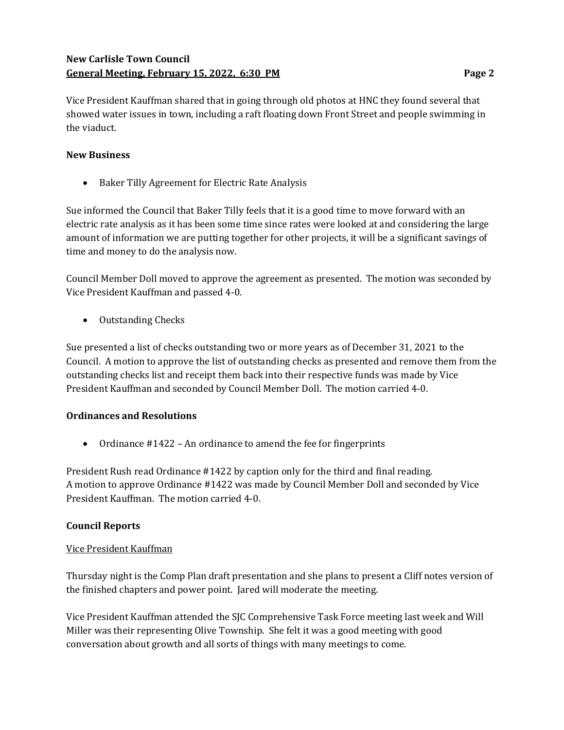Vice President Kauffman shared that in going through old photos at HNC they found several that showed water issues in town, including a raft floating down Front Street and people swimming in the viaduct.

**New Business**

- Baker Tilly Agreement for Electric Rate Analysis

Sue informed the Council that Baker Tilly feels that it is a good time to move forward with an electric rate analysis as it has been some time since rates were looked at and considering the large amount of information we are putting together for other projects, it will be a significant savings of time and money to do the analysis now.

Council Member Doll moved to approve the agreement as presented. The motion was seconded by Vice President Kauffman and passed 4-0.

- Outstanding Checks

Sue presented a list of checks outstanding two or more years as of December 31, 2021 to the Council. A motion to approve the list of outstanding checks as presented and remove them from the outstanding checks list and receipt them back into their respective funds was made by Vice President Kauffman and seconded by Council Member Doll. The motion carried 4-0.

**Ordinances and Resolutions**

- Ordinance #1422 – An ordinance to amend the fee for fingerprints

President Rush read Ordinance #1422 by caption only for the third and final reading.
A motion to approve Ordinance #1422 was made by Council Member Doll and seconded by Vice President Kauffman. The motion carried 4-0.

**Council Reports**

Vice President Kauffman

Thursday night is the Comp Plan draft presentation and she plans to present a Cliff notes version of the finished chapters and power point. Jared will moderate the meeting.

Vice President Kauffman attended the SJC Comprehensive Task Force meeting last week and Will Miller was their representing Olive Township. She felt it was a good meeting with good conversation about growth and all sorts of things with many meetings to come.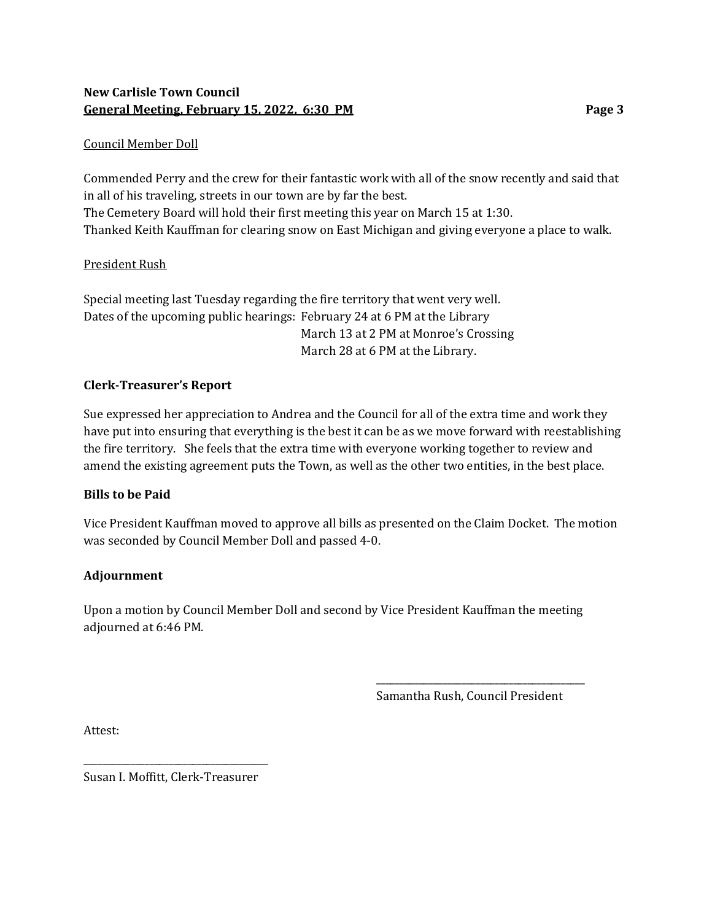Council Member Doll

Commended Perry and the crew for their fantastic work with all of the snow recently and said that in all of his traveling, streets in our town are by far the best.
The Cemetery Board will hold their first meeting this year on March 15 at 1:30.
Thanked Keith Kauffman for clearing snow on East Michigan and giving everyone a place to walk.

President Rush

Special meeting last Tuesday regarding the fire territory that went very well.
Dates of the upcoming public hearings: February 24 at 6 PM at the Library
March 13 at 2 PM at Monroe's Crossing
March 28 at 6 PM at the Library.

**Clerk-Treasurer's Report**

Sue expressed her appreciation to Andrea and the Council for all of the extra time and work they have put into ensuring that everything is the best it can be as we move forward with reestablishing the fire territory. She feels that the extra time with everyone working together to review and amend the existing agreement puts the Town, as well as the other two entities, in the best place.

**Bills to be Paid**

Vice President Kauffman moved to approve all bills as presented on the Claim Docket. The motion was seconded by Council Member Doll and passed 4-0.

**Adjournment**

Upon a motion by Council Member Doll and second by Vice President Kauffman the meeting adjourned at 6:46 PM.

\_\_\_\_\_\_\_\_\_\_\_\_\_\_\_\_\_\_\_\_\_\_\_\_\_\_\_\_\_\_\_\_\_\_\_\_\_\_\_\_

Samantha Rush, Council President

Attest:

\_\_\_\_\_\_\_\_\_\_\_\_\_\_\_\_\_\_\_\_\_\_\_\_\_\_\_\_\_\_\_\_\_\_\_\_\_\_\_\_

Susan I. Moffitt, Clerk-Treasurer